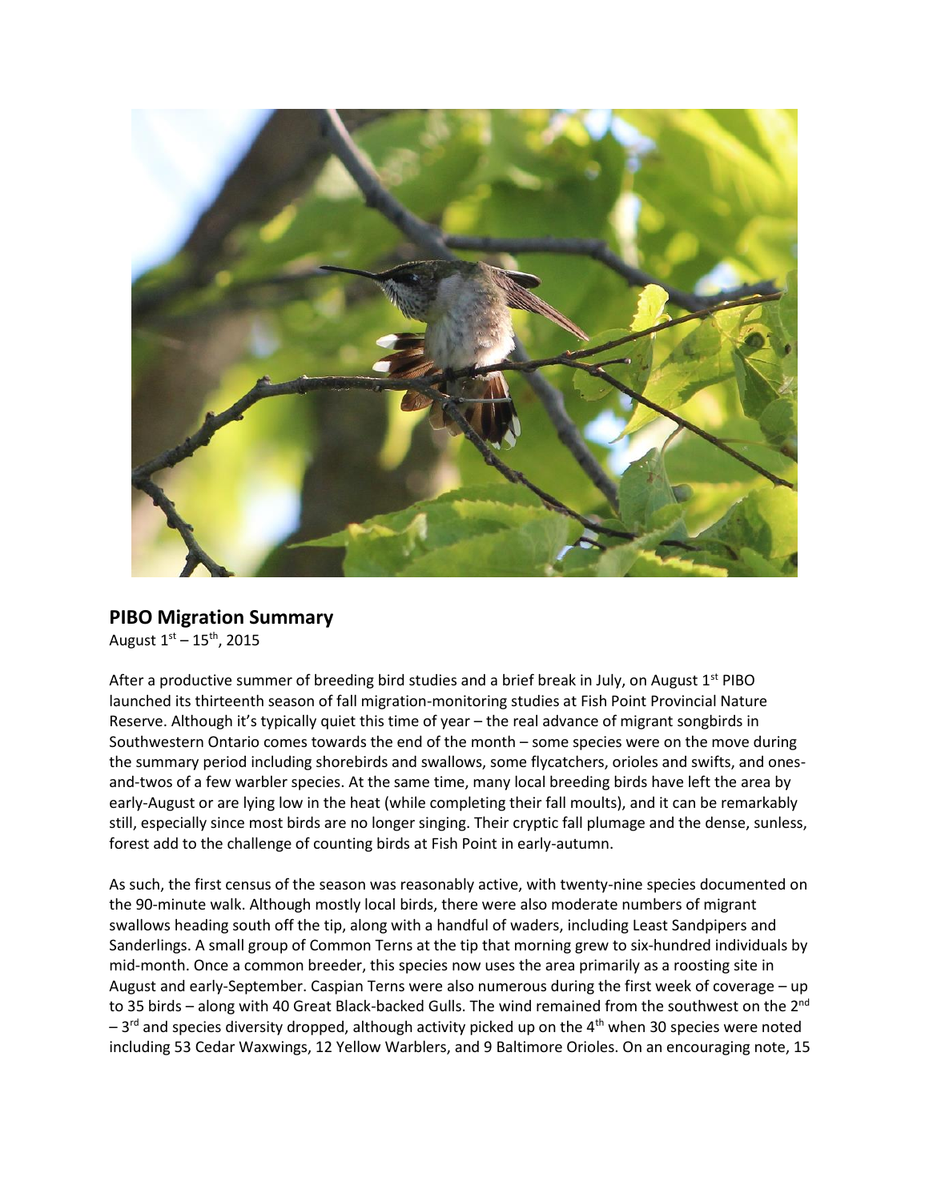## PIBO Migration Summary

August 1st – 15th, 2015

After a productive summer of breeding bird studies and a brief break in July, on August 1st PIBO launched its thirteenth season of fall migration-monitoring studies at Fish Point Provincial Nature Reserve. Although it's typically quiet this time of year – the real advance of migrant songbirds in Southwestern Ontario comes towards the end of the month – some species were on the move during the summary period including shorebirds and swallows, some flycatchers, orioles and swifts, and ones-and-twos of a few warbler species. At the same time, many local breeding birds have left the area by early-August or are lying low in the heat (while completing their fall moults), and it can be remarkably still, especially since most birds are no longer singing. Their cryptic fall plumage and the dense, sunless, forest add to the challenge of counting birds at Fish Point in early-autumn.

As such, the first census of the season was reasonably active, with twenty-nine species documented on the 90-minute walk. Although mostly local birds, there were also moderate numbers of migrant swallows heading south off the tip, along with a handful of waders, including Least Sandpipers and Sanderlings. A small group of Common Terns at the tip that morning grew to six-hundred individuals by mid-month. Once a common breeder, this species now uses the area primarily as a roosting site in August and early-September. Caspian Terns were also numerous during the first week of coverage – up to 35 birds – along with 40 Great Black-backed Gulls. The wind remained from the southwest on the 2nd – 3rd and species diversity dropped, although activity picked up on the 4th when 30 species were noted including 53 Cedar Waxwings, 12 Yellow Warblers, and 9 Baltimore Orioles. On an encouraging note, 15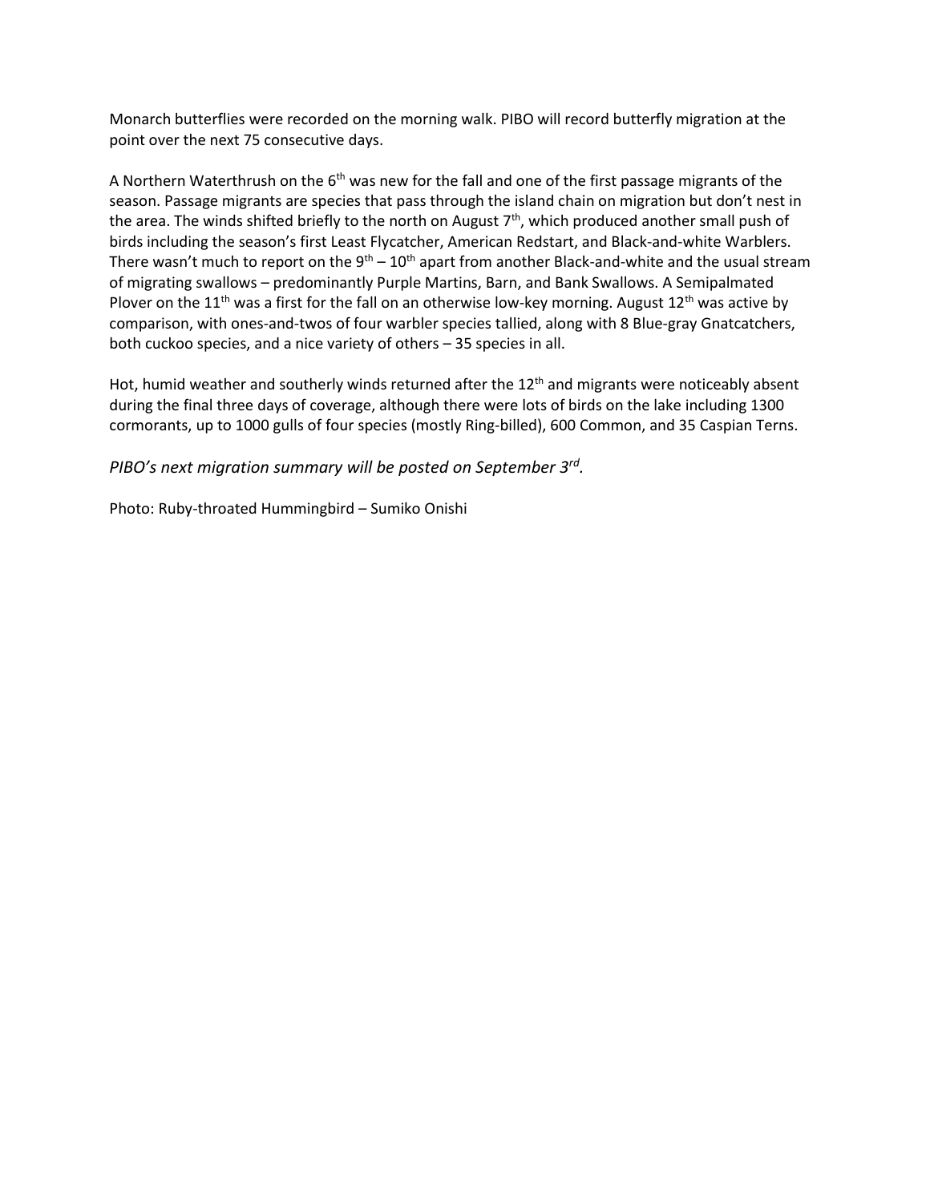Monarch butterflies were recorded on the morning walk. PIBO will record butterfly migration at the point over the next 75 consecutive days.

A Northern Waterthrush on the 6th was new for the fall and one of the first passage migrants of the season. Passage migrants are species that pass through the island chain on migration but don't nest in the area. The winds shifted briefly to the north on August 7th, which produced another small push of birds including the season's first Least Flycatcher, American Redstart, and Black-and-white Warblers. There wasn't much to report on the 9th – 10th apart from another Black-and-white and the usual stream of migrating swallows – predominantly Purple Martins, Barn, and Bank Swallows. A Semipalmated Plover on the 11th was a first for the fall on an otherwise low-key morning. August 12th was active by comparison, with ones-and-twos of four warbler species tallied, along with 8 Blue-gray Gnatcatchers, both cuckoo species, and a nice variety of others – 35 species in all.

Hot, humid weather and southerly winds returned after the 12th and migrants were noticeably absent during the final three days of coverage, although there were lots of birds on the lake including 1300 cormorants, up to 1000 gulls of four species (mostly Ring-billed), 600 Common, and 35 Caspian Terns.

*PIBO's next migration summary will be posted on September 3rd.*

Photo: Ruby-throated Hummingbird – Sumiko Onishi